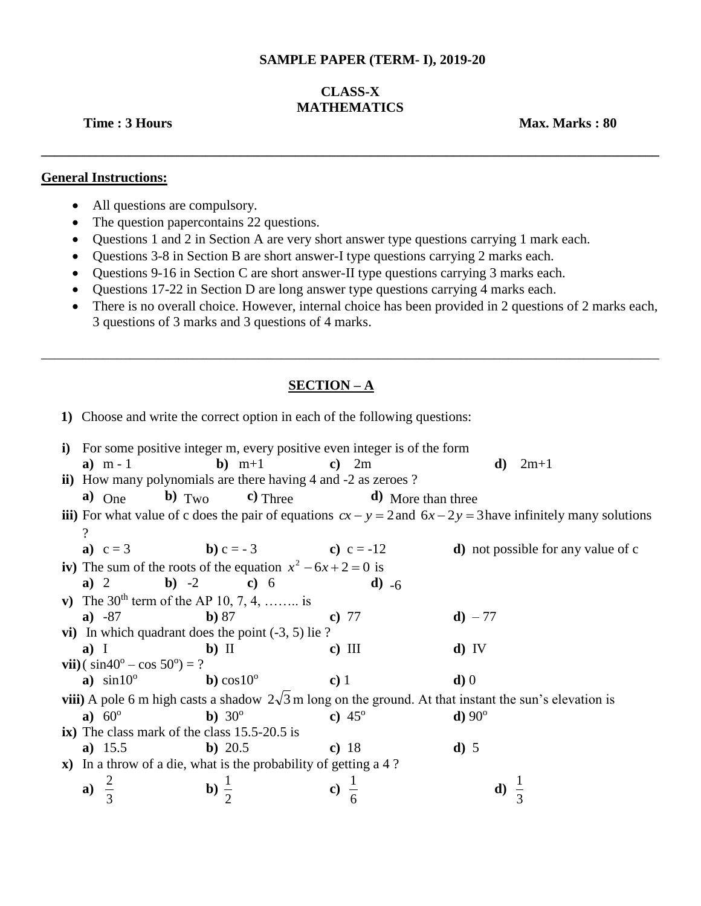**SAMPLE PAPER (TERM- I), 2019-20**

**CLASS-X**
**MATHEMATICS**

**Time : 3 Hours** **Max. Marks : 80**

---

**General Instructions:**

- All questions are compulsory.
- The question papercontains 22 questions.
- Questions 1 and 2 in Section A are very short answer type questions carrying 1 mark each.
- Questions 3-8 in Section B are short answer-I type questions carrying 2 marks each.
- Questions 9-16 in Section C are short answer-II type questions carrying 3 marks each.
- Questions 17-22 in Section D are long answer type questions carrying 4 marks each.
- There is no overall choice. However, internal choice has been provided in 2 questions of 2 marks each, 3 questions of 3 marks and 3 questions of 4 marks.

---

## SECTION – A

**1)** Choose and write the correct option in each of the following questions:

**i)** For some positive integer m, every positive even integer is of the form
**a)** m - 1 **b)** m+1 **c)** 2m **d)** 2m+1

**ii)** How many polynomials are there having 4 and -2 as zeroes ?
**a)** One **b)** Two **c)** Three **d)** More than three

**iii)** For what value of c does the pair of equations $cx - y = 2$ and $6x - 2y = 3$ have infinitely many solutions ?
**a)** c = 3 **b)** c = - 3 **c)** c = -12 **d)** not possible for any value of c

**iv)** The sum of the roots of the equation $x^2 - 6x + 2 = 0$ is
**a)** 2 **b)** -2 **c)** 6 **d)** -6

**v)** The 30th term of the AP 10, 7, 4, …….. is
**a)** -87 **b)** 87 **c)** 77 **d)** – 77

**vi)** In which quadrant does the point (-3, 5) lie ?
**a)** I **b)** II **c)** III **d)** IV

**vii)** $(\sin 40^\circ - \cos 50^\circ) = ?$
**a)** $\sin 10^\circ$ **b)** $\cos 10^\circ$ **c)** 1 **d)** 0

**viii)** A pole 6 m high casts a shadow $2\sqrt{3}$ m long on the ground. At that instant the sun's elevation is
**a)** $60^\circ$ **b)** $30^\circ$ **c)** $45^\circ$ **d)** $90^\circ$

**ix)** The class mark of the class 15.5-20.5 is
**a)** 15.5 **b)** 20.5 **c)** 18 **d)** 5

**x)** In a throw of a die, what is the probability of getting a 4 ?
**a)** $\frac{2}{3}$ **b)** $\frac{1}{2}$ **c)** $\frac{1}{6}$ **d)** $\frac{1}{3}$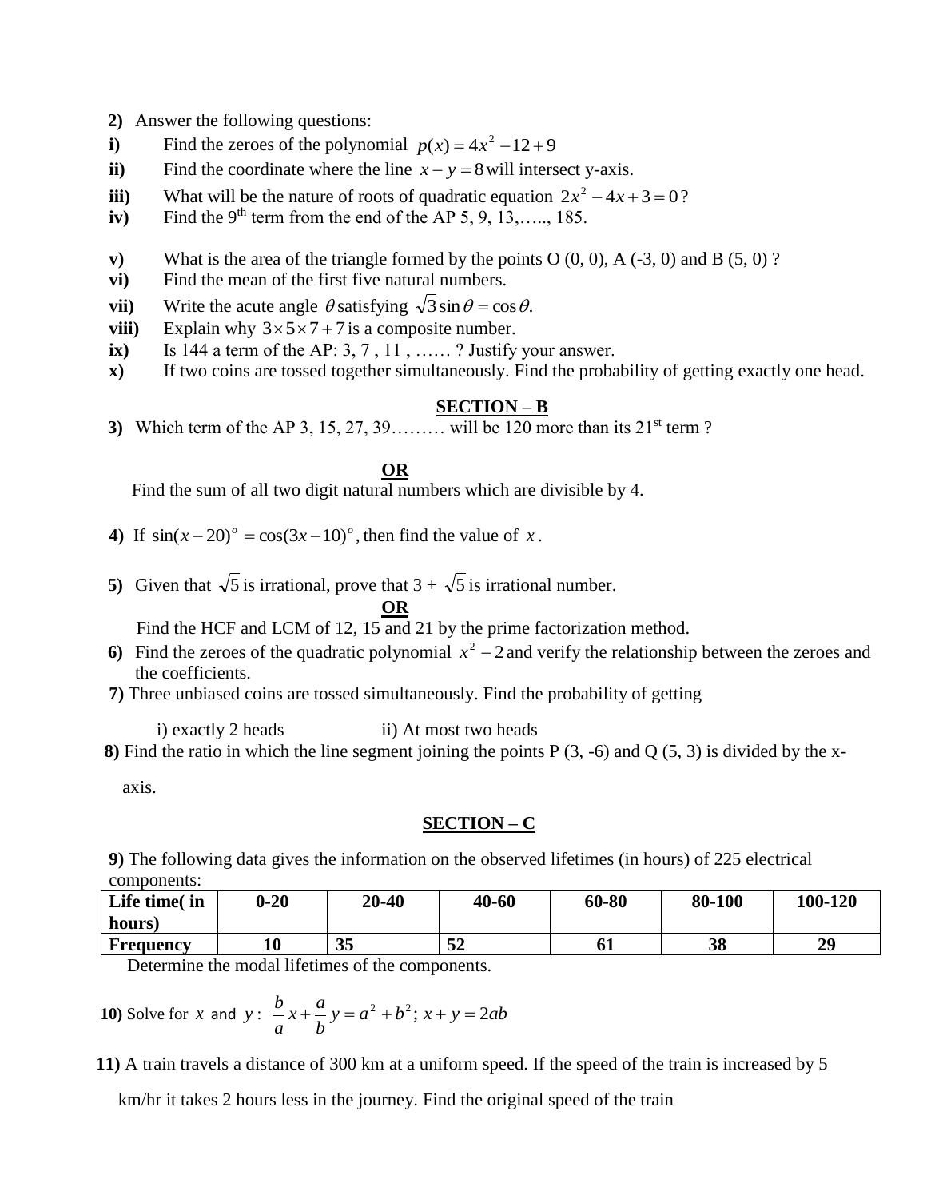**2)** Answer the following questions:

**i)** Find the zeroes of the polynomial $p(x) = 4x^2 - 12 + 9$

**ii)** Find the coordinate where the line $x - y = 8$ will intersect y-axis.

**iii)** What will be the nature of roots of quadratic equation $2x^2 - 4x + 3 = 0$?

**iv)** Find the 9$^{th}$ term from the end of the AP 5, 9, 13,….., 185.

**v)** What is the area of the triangle formed by the points O (0, 0), A (-3, 0) and B (5, 0) ?

**vi)** Find the mean of the first five natural numbers.

**vii)** Write the acute angle $\theta$ satisfying $\sqrt{3}\sin\theta = \cos\theta.$

**viii)** Explain why $3 \times 5 \times 7 + 7$ is a composite number.

**ix)** Is 144 a term of the AP: 3, 7 , 11 , …… ? Justify your answer.

**x)** If two coins are tossed together simultaneously. Find the probability of getting exactly one head.

## SECTION – B

**3)** Which term of the AP 3, 15, 27, 39……… will be 120 more than its 21$^{st}$ term ?

**OR**

Find the sum of all two digit natural numbers which are divisible by 4.

**4)** If $\sin(x - 20)^o = \cos(3x - 10)^o$, then find the value of $x$.

**5)** Given that $\sqrt{5}$ is irrational, prove that 3 + $\sqrt{5}$ is irrational number.

**OR**

Find the HCF and LCM of 12, 15 and 21 by the prime factorization method.

**6)** Find the zeroes of the quadratic polynomial $x^2 - 2$ and verify the relationship between the zeroes and the coefficients.

**7)** Three unbiased coins are tossed simultaneously. Find the probability of getting

i) exactly 2 heads    ii) At most two heads

**8)** Find the ratio in which the line segment joining the points P (3, -6) and Q (5, 3) is divided by the x-axis.

## SECTION – C

**9)** The following data gives the information on the observed lifetimes (in hours) of 225 electrical components:

| Life time( in hours) | 0-20 | 20-40 | 40-60 | 60-80 | 80-100 | 100-120 |
|---|---|---|---|---|---|---|
| Frequency | 10 | 35 | 52 | 61 | 38 | 29 |

Determine the modal lifetimes of the components.

**10)** Solve for $x$ and $y$ : $\dfrac{b}{a}x + \dfrac{a}{b}y = a^2 + b^2$; $x + y = 2ab$

**11)** A train travels a distance of 300 km at a uniform speed. If the speed of the train is increased by 5 km/hr it takes 2 hours less in the journey. Find the original speed of the train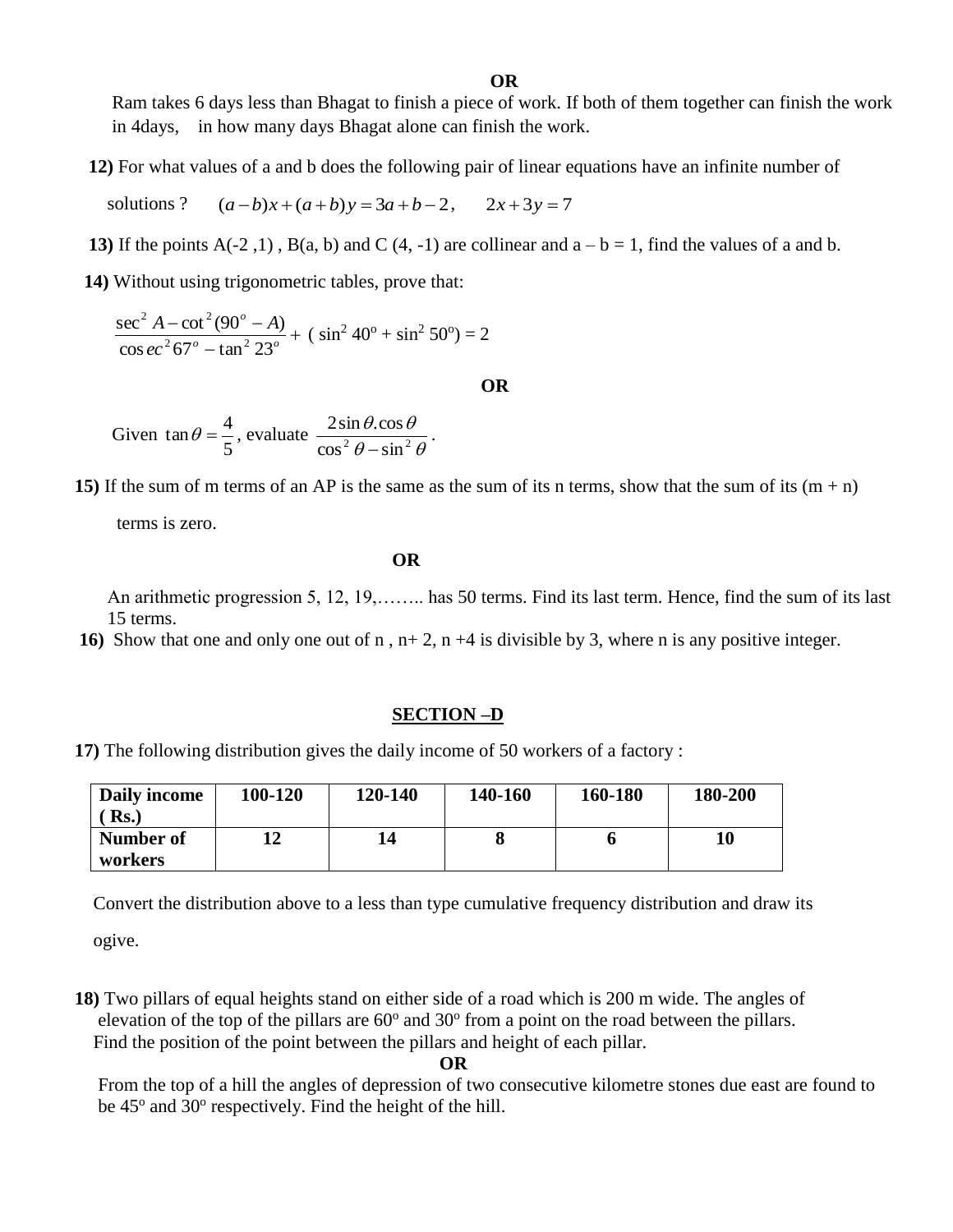**OR**

Ram takes 6 days less than Bhagat to finish a piece of work. If both of them together can finish the work in 4days, in how many days Bhagat alone can finish the work.

**12)** For what values of a and b does the following pair of linear equations have an infinite number of solutions ? $(a-b)x+(a+b)y=3a+b-2$, $2x+3y=7$

**13)** If the points A(-2 ,1) , B(a, b) and C (4, -1) are collinear and a – b = 1, find the values of a and b.

**14)** Without using trigonometric tables, prove that:

$$\frac{\sec^2 A-\cot^2(90^o-A)}{\operatorname{cosec}^2 67^o-\tan^2 23^o}+(\sin^2 40^o+\sin^2 50^o)=2$$

**OR**

Given $\tan\theta=\frac{4}{5}$, evaluate $\frac{2\sin\theta.\cos\theta}{\cos^2\theta-\sin^2\theta}$.

**15)** If the sum of m terms of an AP is the same as the sum of its n terms, show that the sum of its (m + n) terms is zero.

**OR**

An arithmetic progression 5, 12, 19,…….. has 50 terms. Find its last term. Hence, find the sum of its last 15 terms.

**16)** Show that one and only one out of n , n+ 2, n +4 is divisible by 3, where n is any positive integer.

## SECTION –D

**17)** The following distribution gives the daily income of 50 workers of a factory :

| Daily income ( Rs.) | 100-120 | 120-140 | 140-160 | 160-180 | 180-200 |
|---|---|---|---|---|---|
| Number of workers | 12 | 14 | 8 | 6 | 10 |

Convert the distribution above to a less than type cumulative frequency distribution and draw its ogive.

**18)** Two pillars of equal heights stand on either side of a road which is 200 m wide. The angles of elevation of the top of the pillars are $60^o$ and $30^o$ from a point on the road between the pillars. Find the position of the point between the pillars and height of each pillar.

**OR**

From the top of a hill the angles of depression of two consecutive kilometre stones due east are found to be $45^o$ and $30^o$ respectively. Find the height of the hill.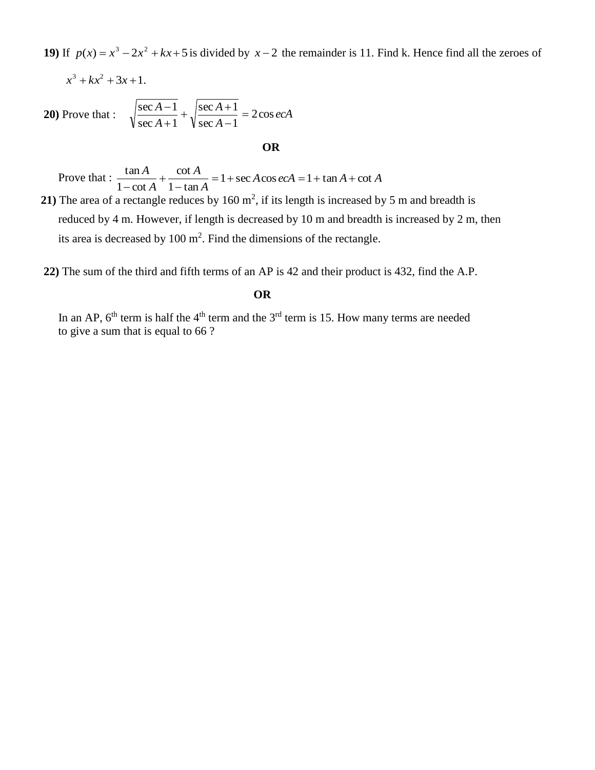**19)** If $p(x) = x^3 - 2x^2 + kx + 5$ is divided by $x - 2$ the remainder is 11. Find k. Hence find all the zeroes of $x^3 + kx^2 + 3x + 1$.

**20)** Prove that : $\sqrt{\dfrac{\sec A - 1}{\sec A + 1}} + \sqrt{\dfrac{\sec A + 1}{\sec A - 1}} = 2\operatorname{cosec} A$

**OR**

Prove that : $\dfrac{\tan A}{1 - \cot A} + \dfrac{\cot A}{1 - \tan A} = 1 + \sec A \operatorname{cosec} A = 1 + \tan A + \cot A$

**21)** The area of a rectangle reduces by 160 $m^2$, if its length is increased by 5 m and breadth is reduced by 4 m. However, if length is decreased by 10 m and breadth is increased by 2 m, then its area is decreased by 100 $m^2$. Find the dimensions of the rectangle.

**22)** The sum of the third and fifth terms of an AP is 42 and their product is 432, find the A.P.

**OR**

In an AP, $6^{th}$ term is half the $4^{th}$ term and the $3^{rd}$ term is 15. How many terms are needed to give a sum that is equal to 66 ?